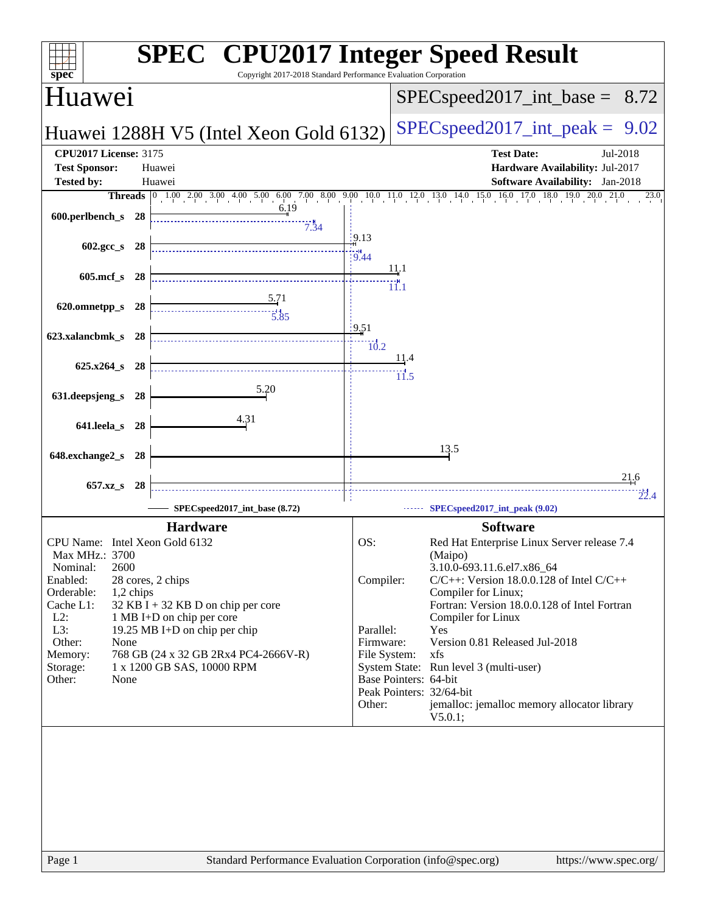# SPEC CPU2017 Integer Speed Result

Copyright 2017-2018 Standard Performance Evaluation Corporation

## Huawei

**SPECspeed2017_int_base = 8.72**

## Huawei 1288H V5 (Intel Xeon Gold 6132)

**SPECspeed2017_int_peak = 9.02**

| | | | |
|---|---|---|---|
| **CPU2017 License:** | 3175 | **Test Date:** | Jul-2018 |
| **Test Sponsor:** | Huawei | **Hardware Availability:** | Jul-2017 |
| **Tested by:** | Huawei | **Software Availability:** | Jan-2018 |

| Benchmark | Threads | SPECspeed2017_int_base (8.72) | SPECspeed2017_int_peak (9.02) |
|---|---|---|---|
| 600.perlbench_s | 28 | 6.19 | 7.34 |
| 602.gcc_s | 28 | 9.13 | 9.44 |
| 605.mcf_s | 28 | 11.1 | 11.1 |
| 620.omnetpp_s | 28 | 5.71 | 5.85 |
| 623.xalancbmk_s | 28 | 9.51 | 10.2 |
| 625.x264_s | 28 | 11.4 | 11.5 |
| 631.deepsjeng_s | 28 | 5.20 | |
| 641.leela_s | 28 | 4.31 | |
| 648.exchange2_s | 28 | 13.5 | |
| 657.xz_s | 28 | 21.6 | 22.4 |

### Hardware

| | |
|---|---|
| CPU Name: | Intel Xeon Gold 6132 |
| Max MHz.: | 3700 |
| Nominal: | 2600 |
| Enabled: | 28 cores, 2 chips |
| Orderable: | 1,2 chips |
| Cache L1: | 32 KB I + 32 KB D on chip per core |
| L2: | 1 MB I+D on chip per core |
| L3: | 19.25 MB I+D on chip per chip |
| Other: | None |
| Memory: | 768 GB (24 x 32 GB 2Rx4 PC4-2666V-R) |
| Storage: | 1 x 1200 GB SAS, 10000 RPM |
| Other: | None |

### Software

| | |
|---|---|
| OS: | Red Hat Enterprise Linux Server release 7.4 (Maipo) 3.10.0-693.11.6.el7.x86_64 |
| Compiler: | C/C++: Version 18.0.0.128 of Intel C/C++ Compiler for Linux; Fortran: Version 18.0.0.128 of Intel Fortran Compiler for Linux |
| Parallel: | Yes |
| Firmware: | Version 0.81 Released Jul-2018 |
| File System: | xfs |
| System State: | Run level 3 (multi-user) |
| Base Pointers: | 64-bit |
| Peak Pointers: | 32/64-bit |
| Other: | jemalloc: jemalloc memory allocator library V5.0.1; |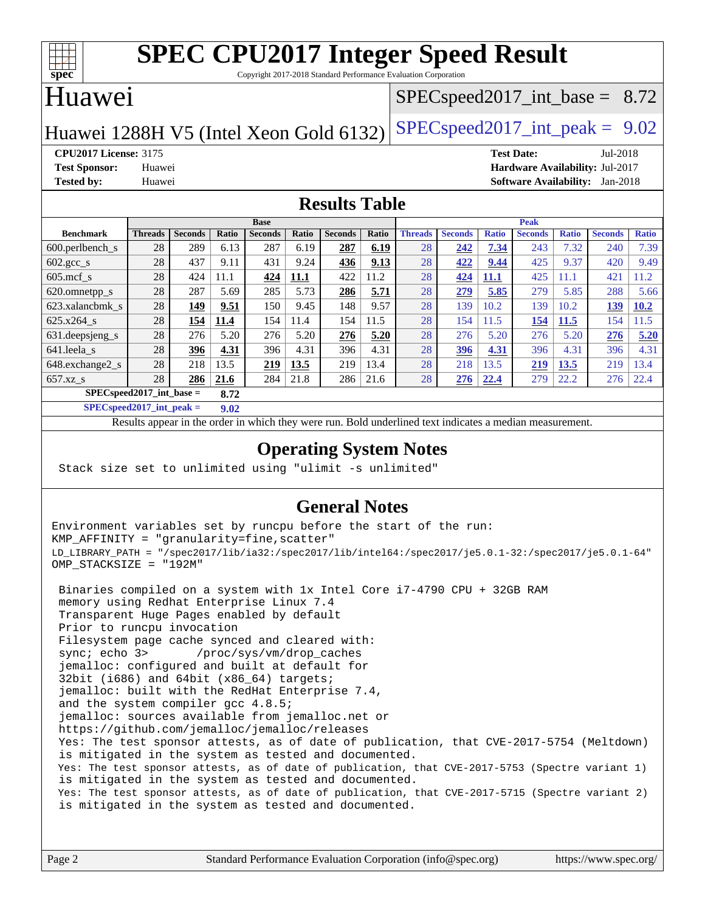# SPEC CPU2017 Integer Speed Result

Copyright 2017-2018 Standard Performance Evaluation Corporation

## Huawei

Huawei 1288H V5 (Intel Xeon Gold 6132)

SPECspeed2017_int_base = 8.72

SPECspeed2017_int_peak = 9.02

**CPU2017 License:** 3175
**Test Sponsor:** Huawei
**Tested by:** Huawei

**Test Date:** Jul-2018
**Hardware Availability:** Jul-2017
**Software Availability:** Jan-2018

## Results Table

| Benchmark | Base | | | | | | | Peak | | | | | | |
|---|---|---|---|---|---|---|---|---|---|---|---|---|---|---|
| | Threads | Seconds | Ratio | Seconds | Ratio | Seconds | Ratio | Threads | Seconds | Ratio | Seconds | Ratio | Seconds | Ratio |
| 600.perlbench_s | 28 | 289 | 6.13 | 287 | 6.19 | **287** | **6.19** | 28 | **242** | **7.34** | 243 | 7.32 | 240 | 7.39 |
| 602.gcc_s | 28 | 437 | 9.11 | 431 | 9.24 | **436** | **9.13** | 28 | **422** | **9.44** | 425 | 9.37 | 420 | 9.49 |
| 605.mcf_s | 28 | 424 | 11.1 | **424** | **11.1** | 422 | 11.2 | 28 | **424** | **11.1** | 425 | 11.1 | 421 | 11.2 |
| 620.omnetpp_s | 28 | 287 | 5.69 | 285 | 5.73 | **286** | **5.71** | 28 | **279** | **5.85** | 279 | 5.85 | 288 | 5.66 |
| 623.xalancbmk_s | 28 | **149** | **9.51** | 150 | 9.45 | 148 | 9.57 | 28 | 139 | 10.2 | 139 | 10.2 | **139** | **10.2** |
| 625.x264_s | 28 | **154** | **11.4** | 154 | 11.4 | 154 | 11.5 | 28 | 154 | 11.5 | **154** | **11.5** | 154 | 11.5 |
| 631.deepsjeng_s | 28 | 276 | 5.20 | 276 | 5.20 | **276** | **5.20** | 28 | 276 | 5.20 | 276 | 5.20 | **276** | **5.20** |
| 641.leela_s | 28 | **396** | **4.31** | 396 | 4.31 | 396 | 4.31 | 28 | **396** | **4.31** | 396 | 4.31 | 396 | 4.31 |
| 648.exchange2_s | 28 | 218 | 13.5 | **219** | **13.5** | 219 | 13.4 | 28 | 218 | 13.5 | **219** | **13.5** | 219 | 13.4 |
| 657.xz_s | 28 | **286** | **21.6** | 284 | 21.8 | 286 | 21.6 | 28 | **276** | **22.4** | 279 | 22.2 | 276 | 22.4 |

SPECspeed2017_int_base = **8.72**

SPECspeed2017_int_peak = **9.02**

Results appear in the order in which they were run. Bold underlined text indicates a median measurement.

## Operating System Notes

```
Stack size set to unlimited using "ulimit -s unlimited"
```

## General Notes

```
Environment variables set by runcpu before the start of the run:
KMP_AFFINITY = "granularity=fine,scatter"
LD_LIBRARY_PATH = "/spec2017/lib/ia32:/spec2017/lib/intel64:/spec2017/je5.0.1-32:/spec2017/je5.0.1-64"
OMP_STACKSIZE = "192M"

 Binaries compiled on a system with 1x Intel Core i7-4790 CPU + 32GB RAM
 memory using Redhat Enterprise Linux 7.4
 Transparent Huge Pages enabled by default
 Prior to runcpu invocation
 Filesystem page cache synced and cleared with:
 sync; echo 3>       /proc/sys/vm/drop_caches
 jemalloc: configured and built at default for
 32bit (i686) and 64bit (x86_64) targets;
 jemalloc: built with the RedHat Enterprise 7.4,
 and the system compiler gcc 4.8.5;
 jemalloc: sources available from jemalloc.net or
 https://github.com/jemalloc/jemalloc/releases
 Yes: The test sponsor attests, as of date of publication, that CVE-2017-5754 (Meltdown)
 is mitigated in the system as tested and documented.
 Yes: The test sponsor attests, as of date of publication, that CVE-2017-5753 (Spectre variant 1)
 is mitigated in the system as tested and documented.
 Yes: The test sponsor attests, as of date of publication, that CVE-2017-5715 (Spectre variant 2)
 is mitigated in the system as tested and documented.
```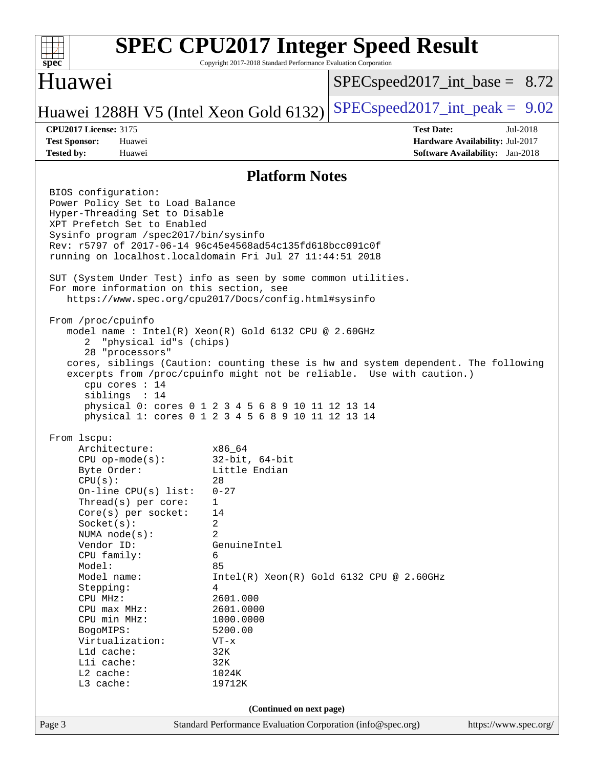# Platform Notes

```
BIOS configuration:
Power Policy Set to Load Balance
Hyper-Threading Set to Disable
XPT Prefetch Set to Enabled
Sysinfo program /spec2017/bin/sysinfo
Rev: r5797 of 2017-06-14 96c45e4568ad54c135fd618bcc091c0f
running on localhost.localdomain Fri Jul 27 11:44:51 2018

SUT (System Under Test) info as seen by some common utilities.
For more information on this section, see
   https://www.spec.org/cpu2017/Docs/config.html#sysinfo

From /proc/cpuinfo
   model name : Intel(R) Xeon(R) Gold 6132 CPU @ 2.60GHz
      2  "physical id"s (chips)
      28 "processors"
   cores, siblings (Caution: counting these is hw and system dependent. The following
   excerpts from /proc/cpuinfo might not be reliable.  Use with caution.)
      cpu cores : 14
      siblings  : 14
      physical 0: cores 0 1 2 3 4 5 6 8 9 10 11 12 13 14
      physical 1: cores 0 1 2 3 4 5 6 8 9 10 11 12 13 14

From lscpu:
     Architecture:          x86_64
     CPU op-mode(s):        32-bit, 64-bit
     Byte Order:            Little Endian
     CPU(s):                28
     On-line CPU(s) list:   0-27
     Thread(s) per core:    1
     Core(s) per socket:    14
     Socket(s):             2
     NUMA node(s):          2
     Vendor ID:             GenuineIntel
     CPU family:            6
     Model:                 85
     Model name:            Intel(R) Xeon(R) Gold 6132 CPU @ 2.60GHz
     Stepping:              4
     CPU MHz:               2601.000
     CPU max MHz:           2601.0000
     CPU min MHz:           1000.0000
     BogoMIPS:              5200.00
     Virtualization:        VT-x
     L1d cache:             32K
     L1i cache:             32K
     L2 cache:              1024K
     L3 cache:              19712K
```

(Continued on next page)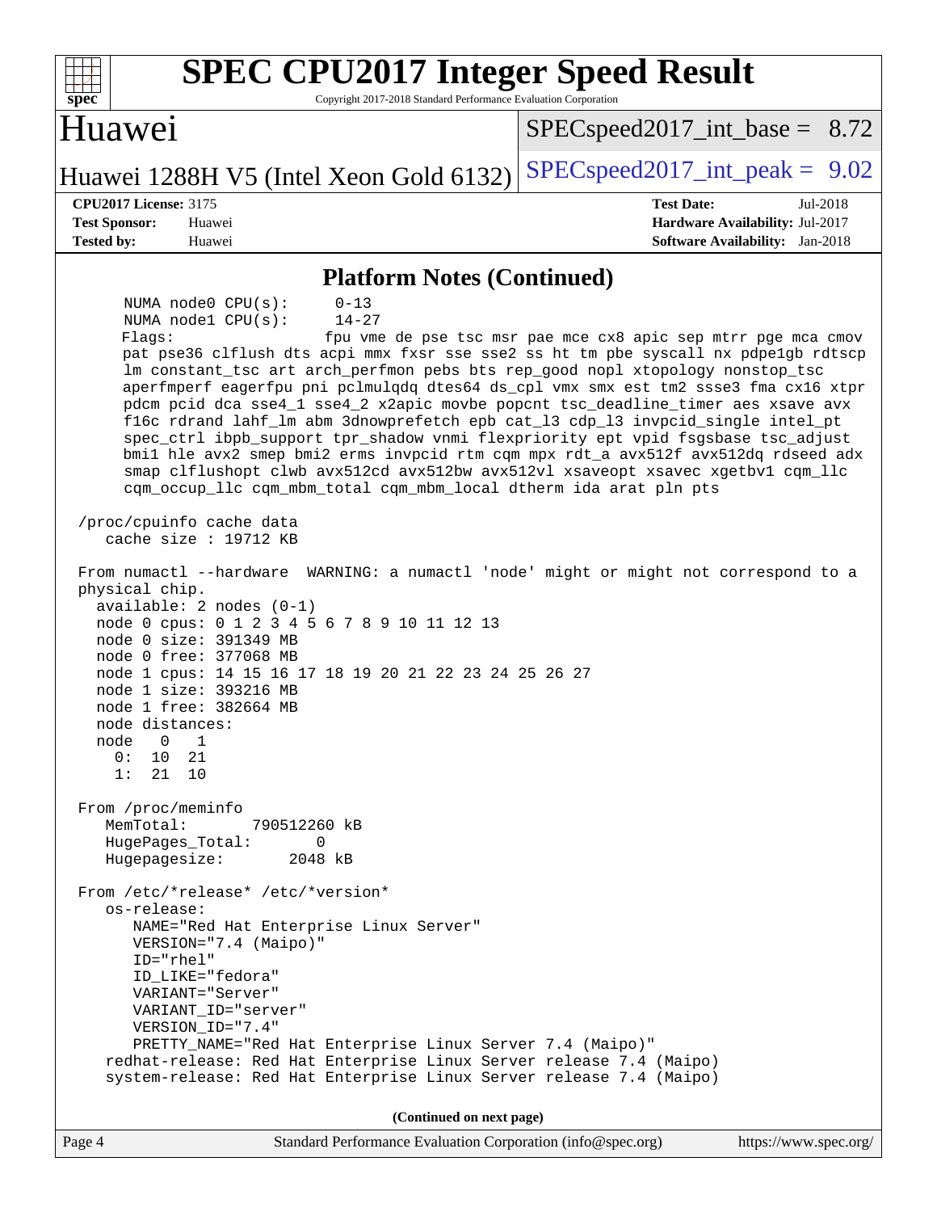## Platform Notes (Continued)

```
      NUMA node0 CPU(s):       0-13
      NUMA node1 CPU(s):       14-27
      Flags:                   fpu vme de pse tsc msr pae mce cx8 apic sep mtrr pge mca cmov
      pat pse36 clflush dts acpi mmx fxsr sse sse2 ss ht tm pbe syscall nx pdpe1gb rdtscp
      lm constant_tsc art arch_perfmon pebs bts rep_good nopl xtopology nonstop_tsc
      aperfmperf eagerfpu pni pclmulqdq dtes64 ds_cpl vmx smx est tm2 ssse3 fma cx16 xtpr
      pdcm pcid dca sse4_1 sse4_2 x2apic movbe popcnt tsc_deadline_timer aes xsave avx
      f16c rdrand lahf_lm abm 3dnowprefetch epb cat_l3 cdp_l3 invpcid_single intel_pt
      spec_ctrl ibpb_support tpr_shadow vnmi flexpriority ept vpid fsgsbase tsc_adjust
      bmi1 hle avx2 smep bmi2 erms invpcid rtm cqm mpx rdt_a avx512f avx512dq rdseed adx
      smap clflushopt clwb avx512cd avx512bw avx512vl xsaveopt xsavec xgetbv1 cqm_llc
      cqm_occup_llc cqm_mbm_total cqm_mbm_local dtherm ida arat pln pts

 /proc/cpuinfo cache data
    cache size : 19712 KB

 From numactl --hardware  WARNING: a numactl 'node' might or might not correspond to a
 physical chip.
   available: 2 nodes (0-1)
   node 0 cpus: 0 1 2 3 4 5 6 7 8 9 10 11 12 13
   node 0 size: 391349 MB
   node 0 free: 377068 MB
   node 1 cpus: 14 15 16 17 18 19 20 21 22 23 24 25 26 27
   node 1 size: 393216 MB
   node 1 free: 382664 MB
   node distances:
   node   0   1
     0:  10  21
     1:  21  10

 From /proc/meminfo
    MemTotal:       790512260 kB
    HugePages_Total:       0
    Hugepagesize:       2048 kB

 From /etc/*release* /etc/*version*
    os-release:
       NAME="Red Hat Enterprise Linux Server"
       VERSION="7.4 (Maipo)"
       ID="rhel"
       ID_LIKE="fedora"
       VARIANT="Server"
       VARIANT_ID="server"
       VERSION_ID="7.4"
       PRETTY_NAME="Red Hat Enterprise Linux Server 7.4 (Maipo)"
    redhat-release: Red Hat Enterprise Linux Server release 7.4 (Maipo)
    system-release: Red Hat Enterprise Linux Server release 7.4 (Maipo)
```

**(Continued on next page)**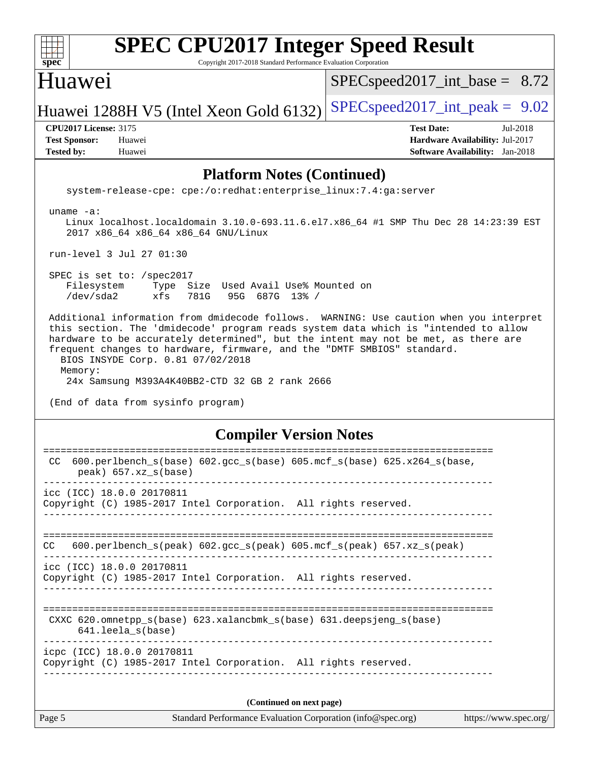## Platform Notes (Continued)

```
   system-release-cpe: cpe:/o:redhat:enterprise_linux:7.4:ga:server

 uname -a:
   Linux localhost.localdomain 3.10.0-693.11.6.el7.x86_64 #1 SMP Thu Dec 28 14:23:39 EST
   2017 x86_64 x86_64 x86_64 GNU/Linux

 run-level 3 Jul 27 01:30

 SPEC is set to: /spec2017
   Filesystem     Type  Size  Used Avail Use% Mounted on
   /dev/sda2      xfs   781G   95G  687G  13% /

 Additional information from dmidecode follows.  WARNING: Use caution when you interpret
 this section. The 'dmidecode' program reads system data which is "intended to allow
 hardware to be accurately determined", but the intent may not be met, as there are
 frequent changes to hardware, firmware, and the "DMTF SMBIOS" standard.
   BIOS INSYDE Corp. 0.81 07/02/2018
   Memory:
    24x Samsung M393A4K40BB2-CTD 32 GB 2 rank 2666

 (End of data from sysinfo program)
```

## Compiler Version Notes

```
==============================================================================
 CC  600.perlbench_s(base) 602.gcc_s(base) 605.mcf_s(base) 625.x264_s(base,
      peak) 657.xz_s(base)
------------------------------------------------------------------------------
icc (ICC) 18.0.0 20170811
Copyright (C) 1985-2017 Intel Corporation.  All rights reserved.
------------------------------------------------------------------------------

==============================================================================
CC   600.perlbench_s(peak) 602.gcc_s(peak) 605.mcf_s(peak) 657.xz_s(peak)
------------------------------------------------------------------------------
icc (ICC) 18.0.0 20170811
Copyright (C) 1985-2017 Intel Corporation.  All rights reserved.
------------------------------------------------------------------------------

==============================================================================
 CXXC 620.omnetpp_s(base) 623.xalancbmk_s(base) 631.deepsjeng_s(base)
      641.leela_s(base)
------------------------------------------------------------------------------
icpc (ICC) 18.0.0 20170811
Copyright (C) 1985-2017 Intel Corporation.  All rights reserved.
------------------------------------------------------------------------------
```

(Continued on next page)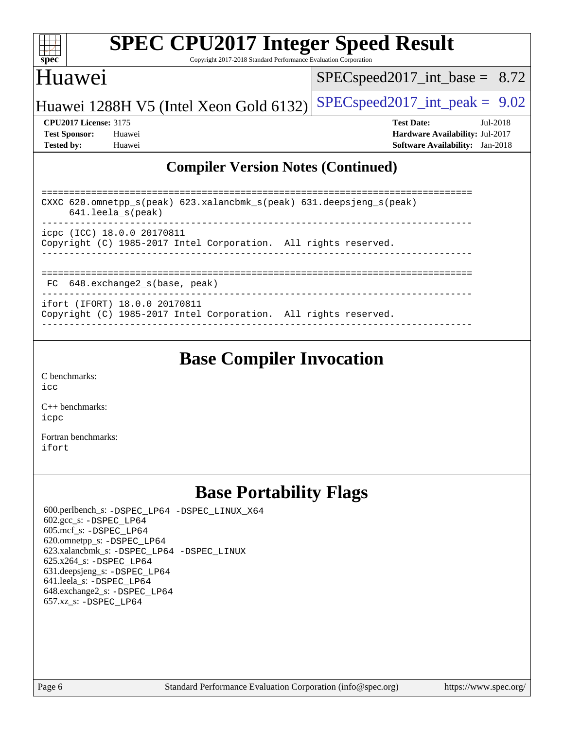# SPEC CPU2017 Integer Speed Result

Copyright 2017-2018 Standard Performance Evaluation Corporation

## Huawei

Huawei 1288H V5 (Intel Xeon Gold 6132)

SPECspeed2017_int_base = 8.72

SPECspeed2017_int_peak = 9.02

**CPU2017 License:** 3175
**Test Sponsor:** Huawei
**Tested by:** Huawei

**Test Date:** Jul-2018
**Hardware Availability:** Jul-2017
**Software Availability:** Jan-2018

## Compiler Version Notes (Continued)

```
==============================================================================
CXXC 620.omnetpp_s(peak) 623.xalancbmk_s(peak) 631.deepsjeng_s(peak)
     641.leela_s(peak)
------------------------------------------------------------------------------
icpc (ICC) 18.0.0 20170811
Copyright (C) 1985-2017 Intel Corporation.  All rights reserved.
------------------------------------------------------------------------------

==============================================================================
 FC  648.exchange2_s(base, peak)
------------------------------------------------------------------------------
ifort (IFORT) 18.0.0 20170811
Copyright (C) 1985-2017 Intel Corporation.  All rights reserved.
------------------------------------------------------------------------------
```

## Base Compiler Invocation

C benchmarks:
`icc`

C++ benchmarks:
`icpc`

Fortran benchmarks:
`ifort`

## Base Portability Flags

600.perlbench_s: `-DSPEC_LP64 -DSPEC_LINUX_X64`
602.gcc_s: `-DSPEC_LP64`
605.mcf_s: `-DSPEC_LP64`
620.omnetpp_s: `-DSPEC_LP64`
623.xalancbmk_s: `-DSPEC_LP64 -DSPEC_LINUX`
625.x264_s: `-DSPEC_LP64`
631.deepsjeng_s: `-DSPEC_LP64`
641.leela_s: `-DSPEC_LP64`
648.exchange2_s: `-DSPEC_LP64`
657.xz_s: `-DSPEC_LP64`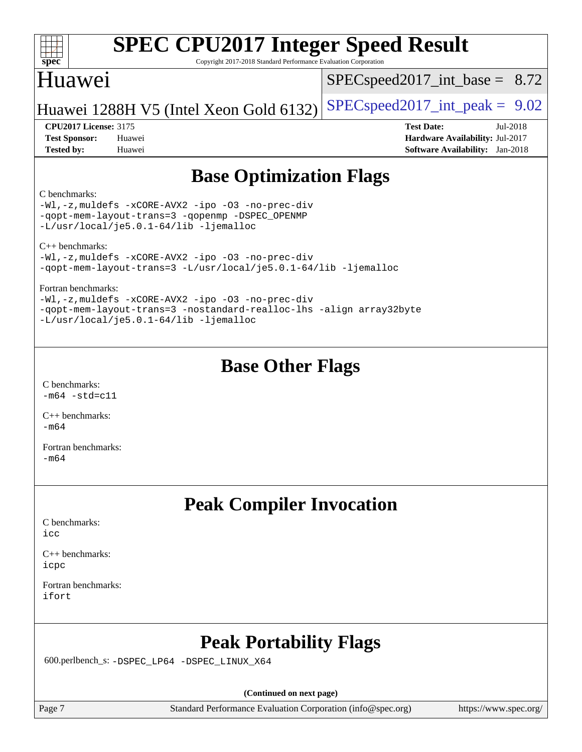## Base Optimization Flags

C benchmarks:
-Wl,-z,muldefs -xCORE-AVX2 -ipo -O3 -no-prec-div
-qopt-mem-layout-trans=3 -qopenmp -DSPEC_OPENMP
-L/usr/local/je5.0.1-64/lib -ljemalloc

C++ benchmarks:
-Wl,-z,muldefs -xCORE-AVX2 -ipo -O3 -no-prec-div
-qopt-mem-layout-trans=3 -L/usr/local/je5.0.1-64/lib -ljemalloc

Fortran benchmarks:
-Wl,-z,muldefs -xCORE-AVX2 -ipo -O3 -no-prec-div
-qopt-mem-layout-trans=3 -nostandard-realloc-lhs -align array32byte
-L/usr/local/je5.0.1-64/lib -ljemalloc

## Base Other Flags

C benchmarks:
-m64 -std=c11

C++ benchmarks:
-m64

Fortran benchmarks:
-m64

## Peak Compiler Invocation

C benchmarks:
icc

C++ benchmarks:
icpc

Fortran benchmarks:
ifort

## Peak Portability Flags

600.perlbench_s: -DSPEC_LP64 -DSPEC_LINUX_X64

(Continued on next page)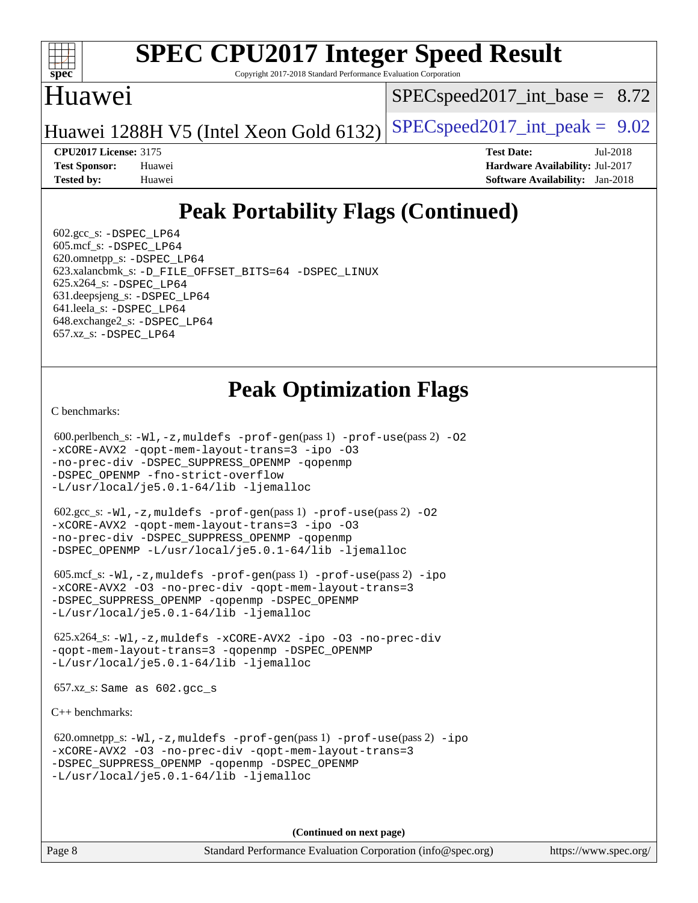# Peak Portability Flags (Continued)

602.gcc_s: -DSPEC_LP64
605.mcf_s: -DSPEC_LP64
620.omnetpp_s: -DSPEC_LP64
623.xalancbmk_s: -D_FILE_OFFSET_BITS=64 -DSPEC_LINUX
625.x264_s: -DSPEC_LP64
631.deepsjeng_s: -DSPEC_LP64
641.leela_s: -DSPEC_LP64
648.exchange2_s: -DSPEC_LP64
657.xz_s: -DSPEC_LP64

# Peak Optimization Flags

C benchmarks:

600.perlbench_s: -Wl,-z,muldefs -prof-gen(pass 1) -prof-use(pass 2) -O2 -xCORE-AVX2 -qopt-mem-layout-trans=3 -ipo -O3 -no-prec-div -DSPEC_SUPPRESS_OPENMP -qopenmp -DSPEC_OPENMP -fno-strict-overflow -L/usr/local/je5.0.1-64/lib -ljemalloc

602.gcc_s: -Wl,-z,muldefs -prof-gen(pass 1) -prof-use(pass 2) -O2 -xCORE-AVX2 -qopt-mem-layout-trans=3 -ipo -O3 -no-prec-div -DSPEC_SUPPRESS_OPENMP -qopenmp -DSPEC_OPENMP -L/usr/local/je5.0.1-64/lib -ljemalloc

605.mcf_s: -Wl,-z,muldefs -prof-gen(pass 1) -prof-use(pass 2) -ipo -xCORE-AVX2 -O3 -no-prec-div -qopt-mem-layout-trans=3 -DSPEC_SUPPRESS_OPENMP -qopenmp -DSPEC_OPENMP -L/usr/local/je5.0.1-64/lib -ljemalloc

625.x264_s: -Wl,-z,muldefs -xCORE-AVX2 -ipo -O3 -no-prec-div -qopt-mem-layout-trans=3 -qopenmp -DSPEC_OPENMP -L/usr/local/je5.0.1-64/lib -ljemalloc

657.xz_s: Same as 602.gcc_s

C++ benchmarks:

620.omnetpp_s: -Wl,-z,muldefs -prof-gen(pass 1) -prof-use(pass 2) -ipo -xCORE-AVX2 -O3 -no-prec-div -qopt-mem-layout-trans=3 -DSPEC_SUPPRESS_OPENMP -qopenmp -DSPEC_OPENMP -L/usr/local/je5.0.1-64/lib -ljemalloc

**(Continued on next page)**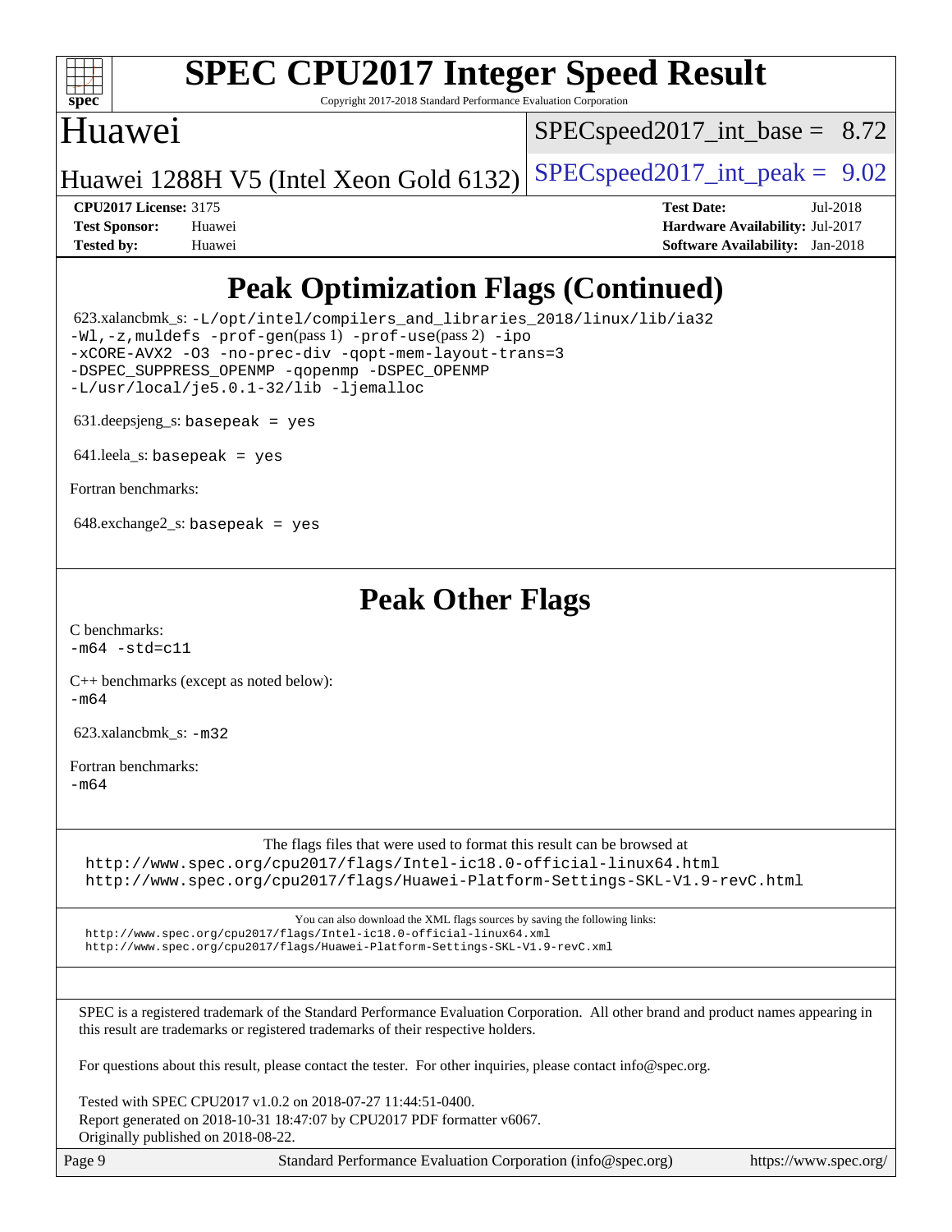# Peak Optimization Flags (Continued)

623.xalancbmk_s: -L/opt/intel/compilers_and_libraries_2018/linux/lib/ia32 -Wl,-z,muldefs -prof-gen(pass 1) -prof-use(pass 2) -ipo -xCORE-AVX2 -O3 -no-prec-div -qopt-mem-layout-trans=3 -DSPEC_SUPPRESS_OPENMP -qopenmp -DSPEC_OPENMP -L/usr/local/je5.0.1-32/lib -ljemalloc

631.deepsjeng_s: basepeak = yes

641.leela_s: basepeak = yes

Fortran benchmarks:

648.exchange2_s: basepeak = yes

# Peak Other Flags

C benchmarks:
-m64 -std=c11

C++ benchmarks (except as noted below):
-m64

623.xalancbmk_s: -m32

Fortran benchmarks:
-m64

The flags files that were used to format this result can be browsed at
http://www.spec.org/cpu2017/flags/Intel-ic18.0-official-linux64.html
http://www.spec.org/cpu2017/flags/Huawei-Platform-Settings-SKL-V1.9-revC.html

You can also download the XML flags sources by saving the following links:
http://www.spec.org/cpu2017/flags/Intel-ic18.0-official-linux64.xml
http://www.spec.org/cpu2017/flags/Huawei-Platform-Settings-SKL-V1.9-revC.xml

SPEC is a registered trademark of the Standard Performance Evaluation Corporation. All other brand and product names appearing in this result are trademarks or registered trademarks of their respective holders.

For questions about this result, please contact the tester. For other inquiries, please contact info@spec.org.

Tested with SPEC CPU2017 v1.0.2 on 2018-07-27 11:44:51-0400.
Report generated on 2018-10-31 18:47:07 by CPU2017 PDF formatter v6067.
Originally published on 2018-08-22.